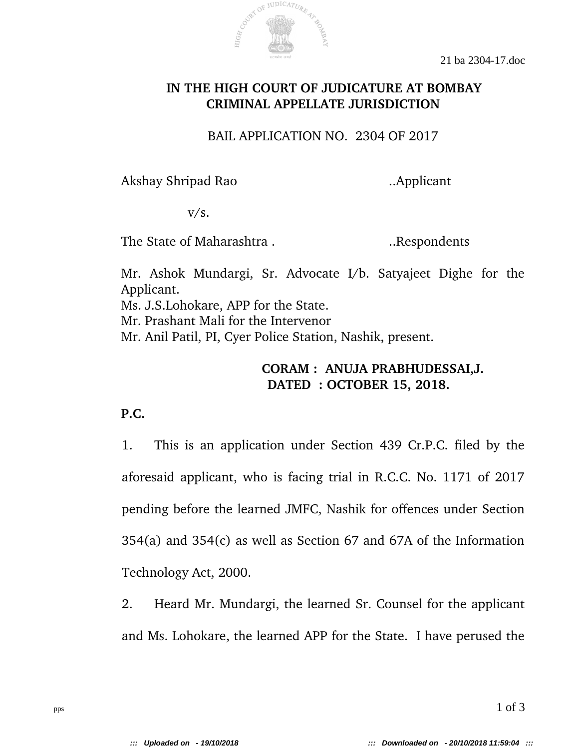21 ba 2304-17.doc

**IN THE HIGH COURT OF JUDICATURE AT BOMBAY**
**CRIMINAL APPELLATE JURISDICTION**

BAIL APPLICATION NO. 2304 OF 2017

Akshay Shripad Rao ..Applicant

v/s.

The State of Maharashtra . ..Respondents

Mr. Ashok Mundargi, Sr. Advocate I/b. Satyajeet Dighe for the Applicant.
Ms. J.S.Lohokare, APP for the State.
Mr. Prashant Mali for the Intervenor
Mr. Anil Patil, PI, Cyer Police Station, Nashik, present.

**CORAM : ANUJA PRABHUDESSAI,J.**
**DATED : OCTOBER 15, 2018.**

**P.C.**

1. This is an application under Section 439 Cr.P.C. filed by the aforesaid applicant, who is facing trial in R.C.C. No. 1171 of 2017 pending before the learned JMFC, Nashik for offences under Section 354(a) and 354(c) as well as Section 67 and 67A of the Information Technology Act, 2000.

2. Heard Mr. Mundargi, the learned Sr. Counsel for the applicant and Ms. Lohokare, the learned APP for the State. I have perused the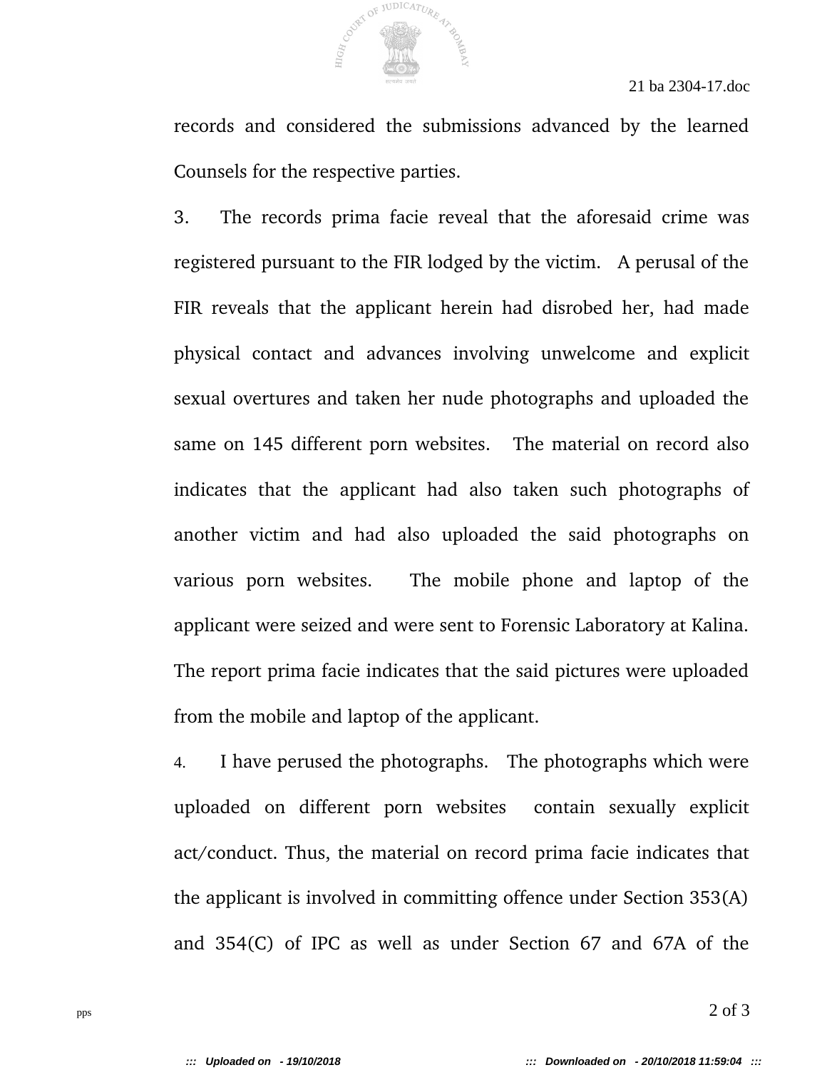records and considered the submissions advanced by the learned Counsels for the respective parties.

3. The records prima facie reveal that the aforesaid crime was registered pursuant to the FIR lodged by the victim. A perusal of the FIR reveals that the applicant herein had disrobed her, had made physical contact and advances involving unwelcome and explicit sexual overtures and taken her nude photographs and uploaded the same on 145 different porn websites. The material on record also indicates that the applicant had also taken such photographs of another victim and had also uploaded the said photographs on various porn websites. The mobile phone and laptop of the applicant were seized and were sent to Forensic Laboratory at Kalina. The report prima facie indicates that the said pictures were uploaded from the mobile and laptop of the applicant.

4. I have perused the photographs. The photographs which were uploaded on different porn websites contain sexually explicit act/conduct. Thus, the material on record prima facie indicates that the applicant is involved in committing offence under Section 353(A) and 354(C) of IPC as well as under Section 67 and 67A of the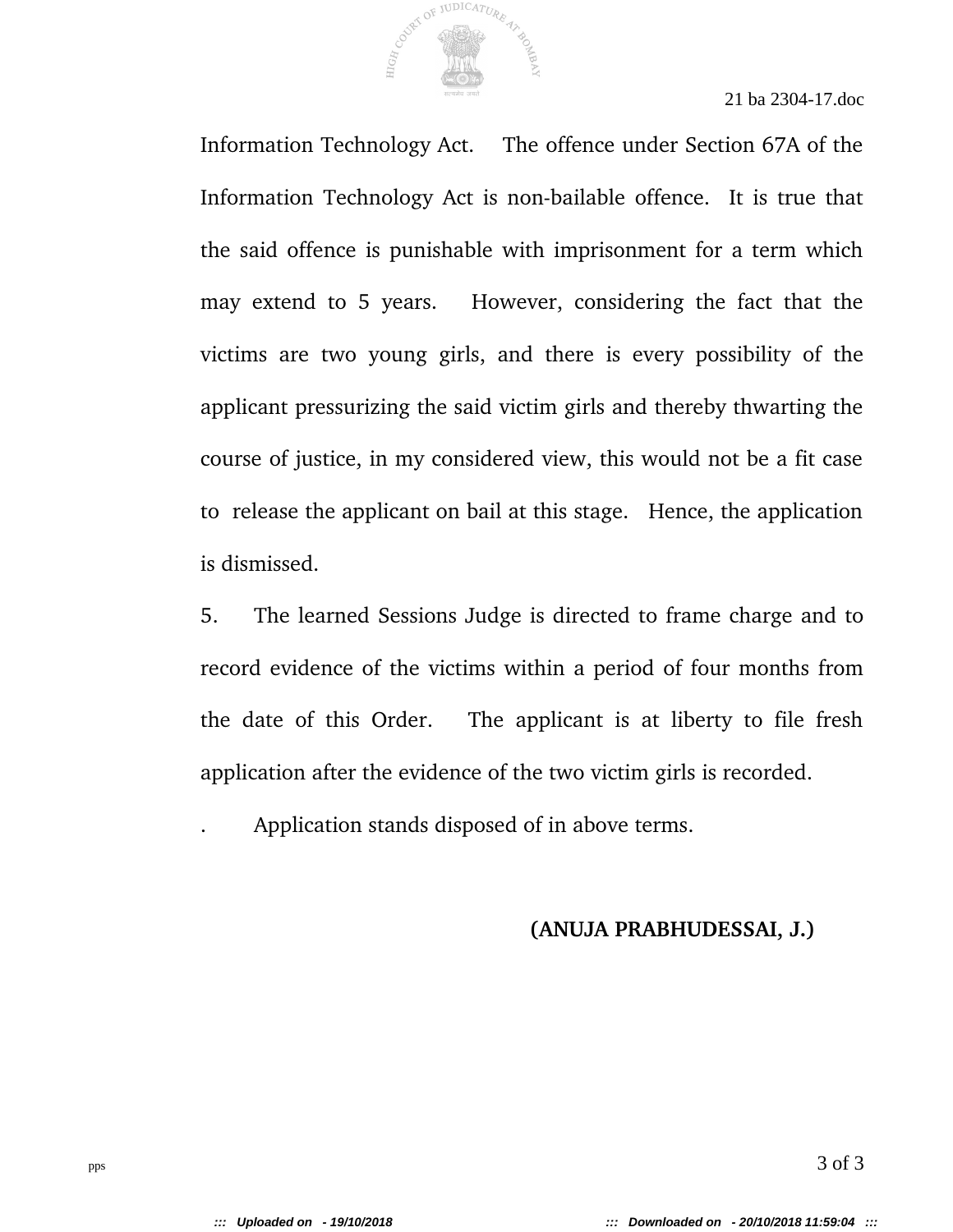Information Technology Act. The offence under Section 67A of the Information Technology Act is non-bailable offence. It is true that the said offence is punishable with imprisonment for a term which may extend to 5 years. However, considering the fact that the victims are two young girls, and there is every possibility of the applicant pressurizing the said victim girls and thereby thwarting the course of justice, in my considered view, this would not be a fit case to release the applicant on bail at this stage. Hence, the application is dismissed.

5. The learned Sessions Judge is directed to frame charge and to record evidence of the victims within a period of four months from the date of this Order. The applicant is at liberty to file fresh application after the evidence of the two victim girls is recorded.

. Application stands disposed of in above terms.

**(ANUJA PRABHUDESSAI, J.)**